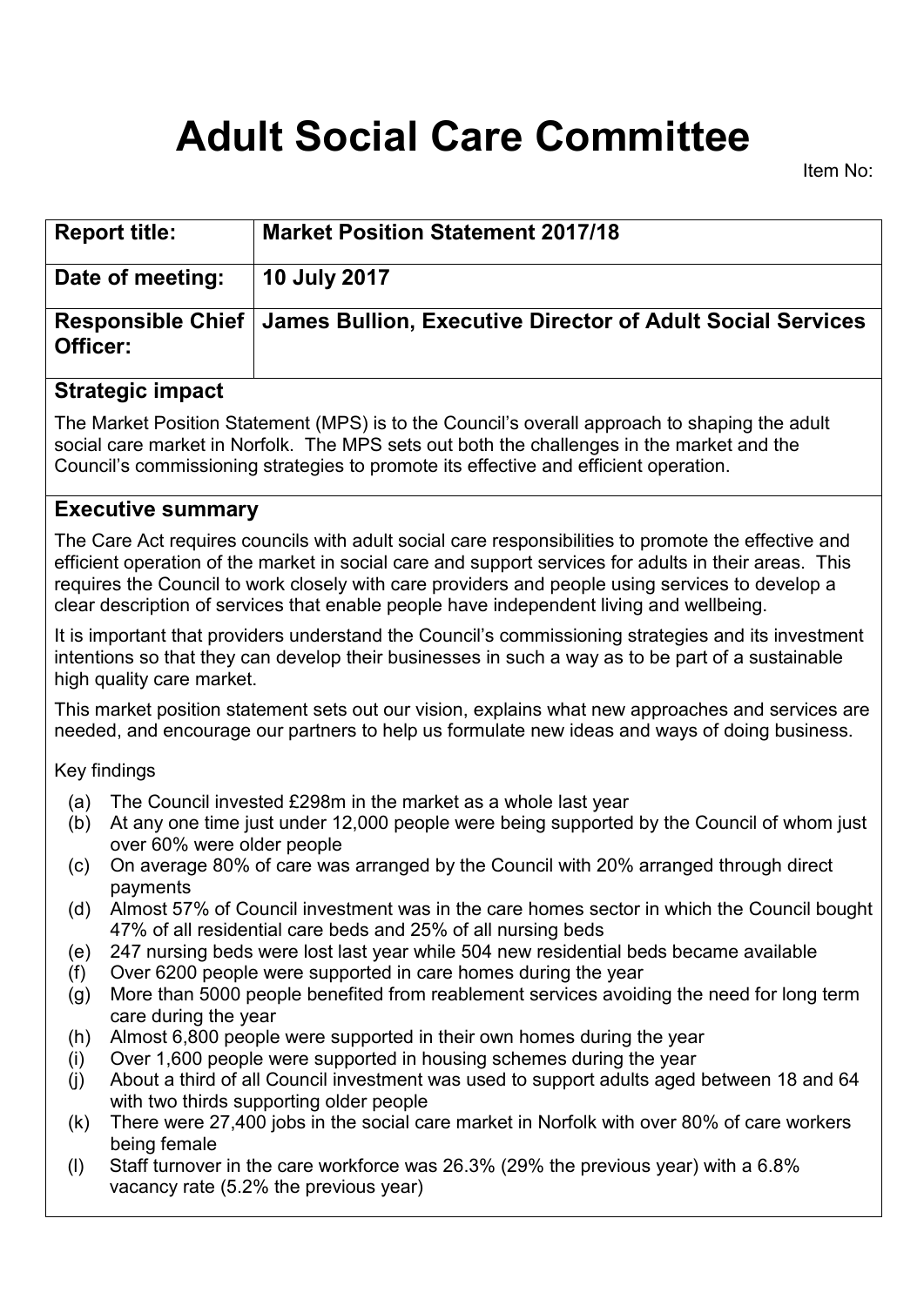# Adult Social Care Committee

Item No:

| Report title: | Market Position Statement 2017/18 |
| --- | --- |
| Date of meeting: | 10 July 2017 |
| Responsible Chief Officer: | James Bullion, Executive Director of Adult Social Services |

## Strategic impact

The Market Position Statement (MPS) is to the Council's overall approach to shaping the adult social care market in Norfolk. The MPS sets out both the challenges in the market and the Council's commissioning strategies to promote its effective and efficient operation.

## Executive summary

The Care Act requires councils with adult social care responsibilities to promote the effective and efficient operation of the market in social care and support services for adults in their areas. This requires the Council to work closely with care providers and people using services to develop a clear description of services that enable people have independent living and wellbeing.

It is important that providers understand the Council's commissioning strategies and its investment intentions so that they can develop their businesses in such a way as to be part of a sustainable high quality care market.

This market position statement sets out our vision, explains what new approaches and services are needed, and encourage our partners to help us formulate new ideas and ways of doing business.

Key findings

- (a) The Council invested £298m in the market as a whole last year
- (b) At any one time just under 12,000 people were being supported by the Council of whom just over 60% were older people
- (c) On average 80% of care was arranged by the Council with 20% arranged through direct payments
- (d) Almost 57% of Council investment was in the care homes sector in which the Council bought 47% of all residential care beds and 25% of all nursing beds
- (e) 247 nursing beds were lost last year while 504 new residential beds became available
- (f) Over 6200 people were supported in care homes during the year
- (g) More than 5000 people benefited from reablement services avoiding the need for long term care during the year
- (h) Almost 6,800 people were supported in their own homes during the year
- (i) Over 1,600 people were supported in housing schemes during the year
- (j) About a third of all Council investment was used to support adults aged between 18 and 64 with two thirds supporting older people
- (k) There were 27,400 jobs in the social care market in Norfolk with over 80% of care workers being female
- (l) Staff turnover in the care workforce was 26.3% (29% the previous year) with a 6.8% vacancy rate (5.2% the previous year)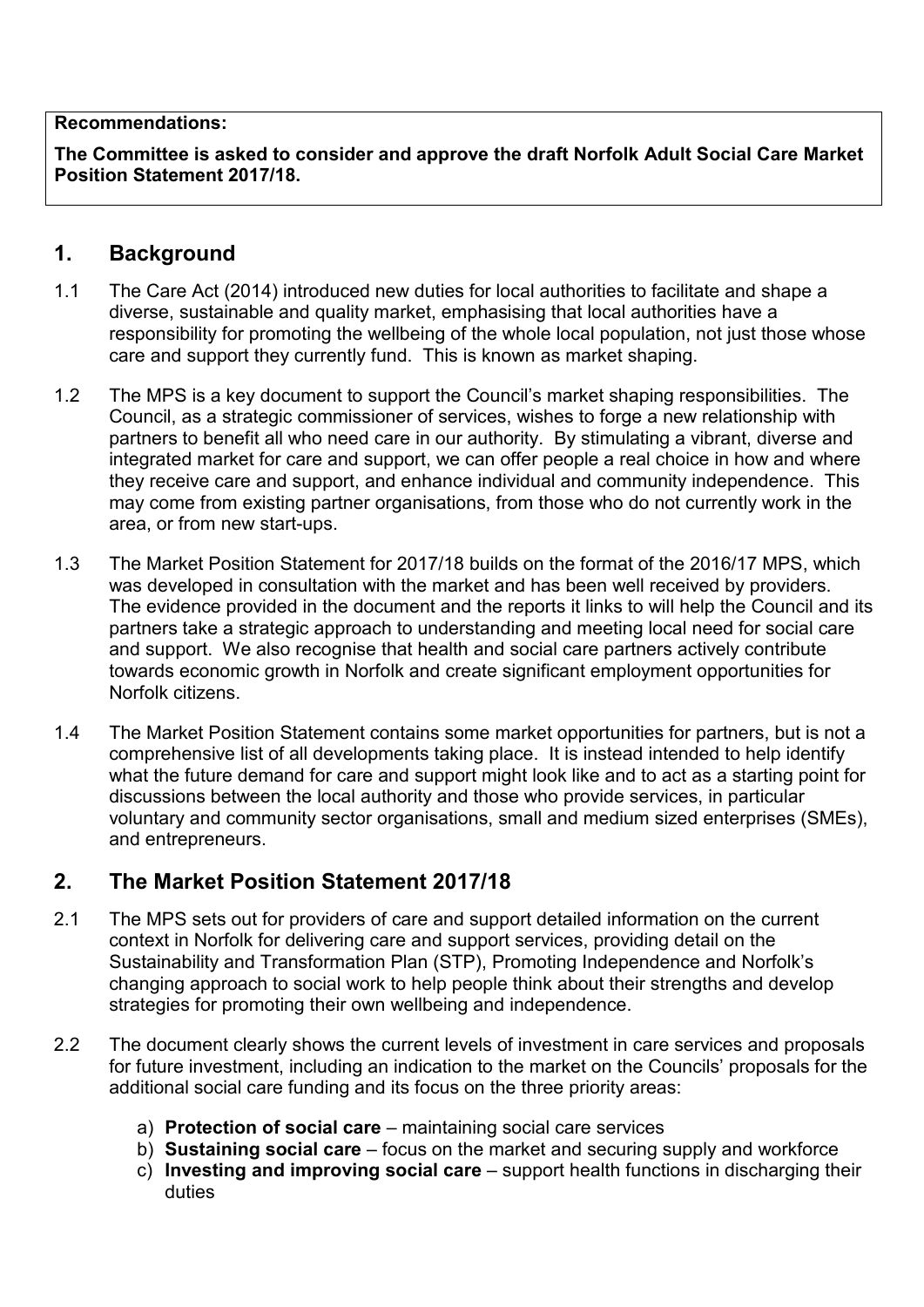**Recommendations:**

**The Committee is asked to consider and approve the draft Norfolk Adult Social Care Market Position Statement 2017/18.**

## 1. Background

1.1 The Care Act (2014) introduced new duties for local authorities to facilitate and shape a diverse, sustainable and quality market, emphasising that local authorities have a responsibility for promoting the wellbeing of the whole local population, not just those whose care and support they currently fund. This is known as market shaping.

1.2 The MPS is a key document to support the Council's market shaping responsibilities. The Council, as a strategic commissioner of services, wishes to forge a new relationship with partners to benefit all who need care in our authority. By stimulating a vibrant, diverse and integrated market for care and support, we can offer people a real choice in how and where they receive care and support, and enhance individual and community independence. This may come from existing partner organisations, from those who do not currently work in the area, or from new start-ups.

1.3 The Market Position Statement for 2017/18 builds on the format of the 2016/17 MPS, which was developed in consultation with the market and has been well received by providers. The evidence provided in the document and the reports it links to will help the Council and its partners take a strategic approach to understanding and meeting local need for social care and support. We also recognise that health and social care partners actively contribute towards economic growth in Norfolk and create significant employment opportunities for Norfolk citizens.

1.4 The Market Position Statement contains some market opportunities for partners, but is not a comprehensive list of all developments taking place. It is instead intended to help identify what the future demand for care and support might look like and to act as a starting point for discussions between the local authority and those who provide services, in particular voluntary and community sector organisations, small and medium sized enterprises (SMEs), and entrepreneurs.

## 2. The Market Position Statement 2017/18

2.1 The MPS sets out for providers of care and support detailed information on the current context in Norfolk for delivering care and support services, providing detail on the Sustainability and Transformation Plan (STP), Promoting Independence and Norfolk's changing approach to social work to help people think about their strengths and develop strategies for promoting their own wellbeing and independence.

2.2 The document clearly shows the current levels of investment in care services and proposals for future investment, including an indication to the market on the Councils' proposals for the additional social care funding and its focus on the three priority areas:

a) **Protection of social care** – maintaining social care services
b) **Sustaining social care** – focus on the market and securing supply and workforce
c) **Investing and improving social care** – support health functions in discharging their duties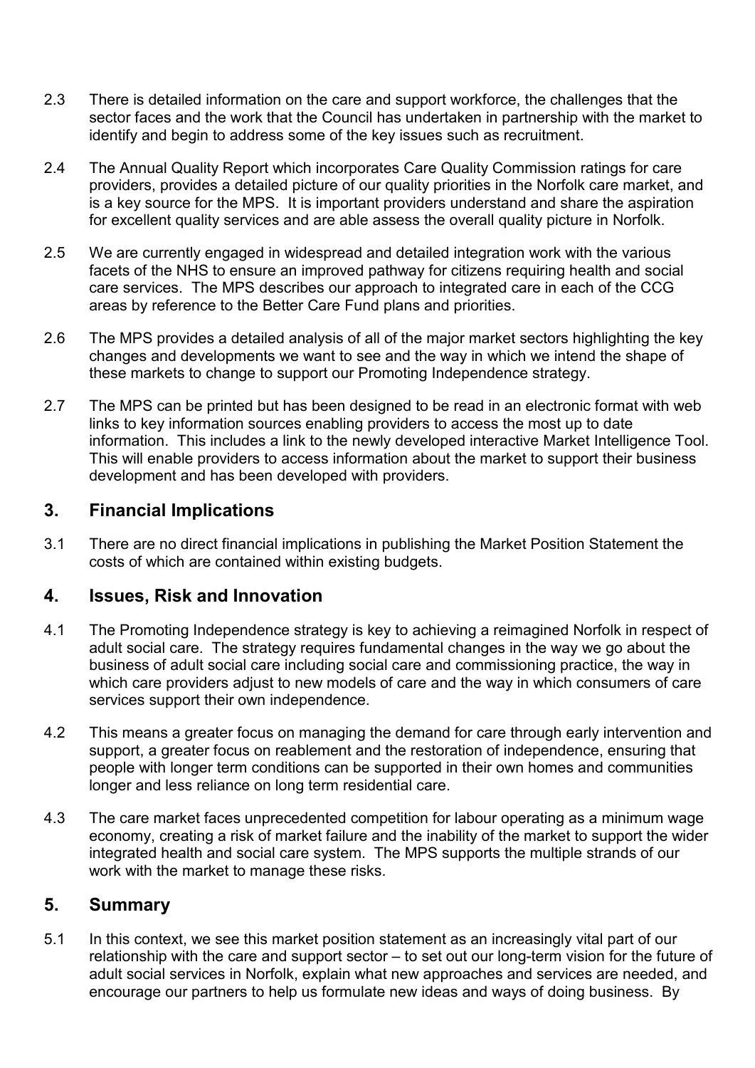2.3 There is detailed information on the care and support workforce, the challenges that the sector faces and the work that the Council has undertaken in partnership with the market to identify and begin to address some of the key issues such as recruitment.

2.4 The Annual Quality Report which incorporates Care Quality Commission ratings for care providers, provides a detailed picture of our quality priorities in the Norfolk care market, and is a key source for the MPS. It is important providers understand and share the aspiration for excellent quality services and are able assess the overall quality picture in Norfolk.

2.5 We are currently engaged in widespread and detailed integration work with the various facets of the NHS to ensure an improved pathway for citizens requiring health and social care services. The MPS describes our approach to integrated care in each of the CCG areas by reference to the Better Care Fund plans and priorities.

2.6 The MPS provides a detailed analysis of all of the major market sectors highlighting the key changes and developments we want to see and the way in which we intend the shape of these markets to change to support our Promoting Independence strategy.

2.7 The MPS can be printed but has been designed to be read in an electronic format with web links to key information sources enabling providers to access the most up to date information. This includes a link to the newly developed interactive Market Intelligence Tool. This will enable providers to access information about the market to support their business development and has been developed with providers.

## 3. Financial Implications

3.1 There are no direct financial implications in publishing the Market Position Statement the costs of which are contained within existing budgets.

## 4. Issues, Risk and Innovation

4.1 The Promoting Independence strategy is key to achieving a reimagined Norfolk in respect of adult social care. The strategy requires fundamental changes in the way we go about the business of adult social care including social care and commissioning practice, the way in which care providers adjust to new models of care and the way in which consumers of care services support their own independence.

4.2 This means a greater focus on managing the demand for care through early intervention and support, a greater focus on reablement and the restoration of independence, ensuring that people with longer term conditions can be supported in their own homes and communities longer and less reliance on long term residential care.

4.3 The care market faces unprecedented competition for labour operating as a minimum wage economy, creating a risk of market failure and the inability of the market to support the wider integrated health and social care system. The MPS supports the multiple strands of our work with the market to manage these risks.

## 5. Summary

5.1 In this context, we see this market position statement as an increasingly vital part of our relationship with the care and support sector – to set out our long-term vision for the future of adult social services in Norfolk, explain what new approaches and services are needed, and encourage our partners to help us formulate new ideas and ways of doing business. By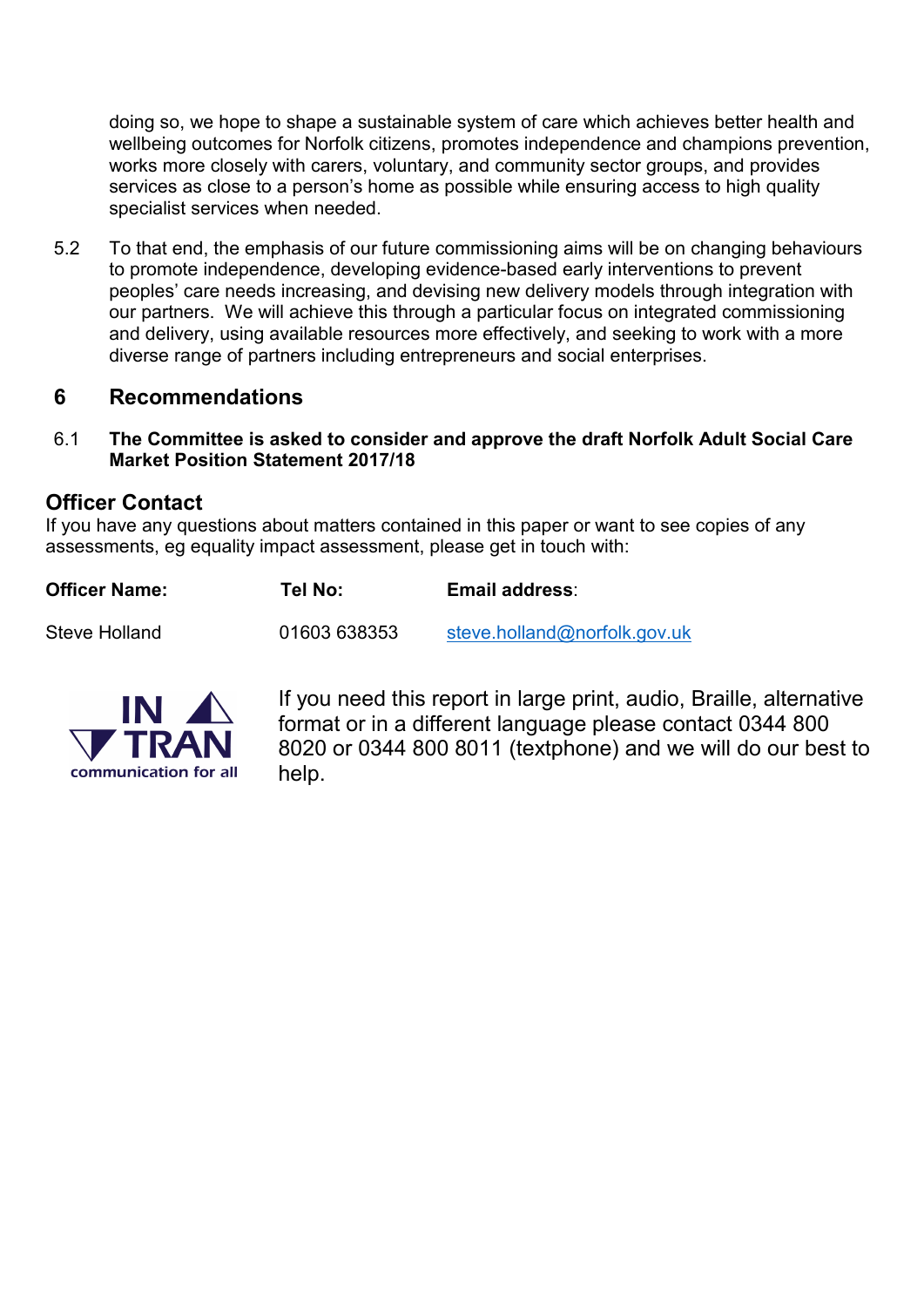doing so, we hope to shape a sustainable system of care which achieves better health and wellbeing outcomes for Norfolk citizens, promotes independence and champions prevention, works more closely with carers, voluntary, and community sector groups, and provides services as close to a person's home as possible while ensuring access to high quality specialist services when needed.

5.2 To that end, the emphasis of our future commissioning aims will be on changing behaviours to promote independence, developing evidence-based early interventions to prevent peoples' care needs increasing, and devising new delivery models through integration with our partners. We will achieve this through a particular focus on integrated commissioning and delivery, using available resources more effectively, and seeking to work with a more diverse range of partners including entrepreneurs and social enterprises.

## 6 Recommendations

6.1 **The Committee is asked to consider and approve the draft Norfolk Adult Social Care Market Position Statement 2017/18**

## Officer Contact

If you have any questions about matters contained in this paper or want to see copies of any assessments, eg equality impact assessment, please get in touch with:

| Officer Name: | Tel No: | Email address: |
|---|---|---|
| Steve Holland | 01603 638353 | steve.holland@norfolk.gov.uk |

IN TRAN communication for all

If you need this report in large print, audio, Braille, alternative format or in a different language please contact 0344 800 8020 or 0344 800 8011 (textphone) and we will do our best to help.